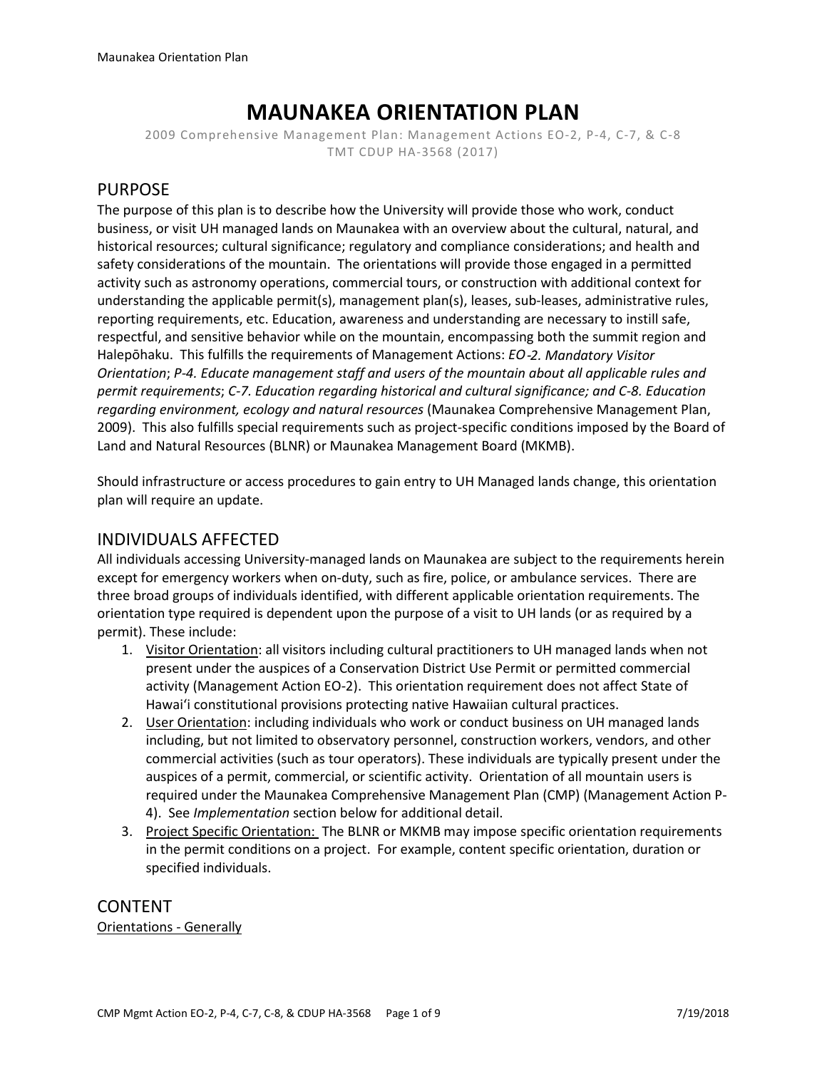# MAUNAKEA ORIENTATION PLAN

2009 Comprehensive Management Plan: Management Actions EO-2, P-4, C-7, & C-8
TMT CDUP HA-3568 (2017)

## PURPOSE

The purpose of this plan is to describe how the University will provide those who work, conduct business, or visit UH managed lands on Maunakea with an overview about the cultural, natural, and historical resources; cultural significance; regulatory and compliance considerations; and health and safety considerations of the mountain. The orientations will provide those engaged in a permitted activity such as astronomy operations, commercial tours, or construction with additional context for understanding the applicable permit(s), management plan(s), leases, sub-leases, administrative rules, reporting requirements, etc. Education, awareness and understanding are necessary to instill safe, respectful, and sensitive behavior while on the mountain, encompassing both the summit region and Halepōhaku. This fulfills the requirements of Management Actions: *EO-2. Mandatory Visitor Orientation*; *P-4. Educate management staff and users of the mountain about all applicable rules and permit requirements*; *C-7. Education regarding historical and cultural significance; and C-8. Education regarding environment, ecology and natural resources* (Maunakea Comprehensive Management Plan, 2009). This also fulfills special requirements such as project-specific conditions imposed by the Board of Land and Natural Resources (BLNR) or Maunakea Management Board (MKMB).

Should infrastructure or access procedures to gain entry to UH Managed lands change, this orientation plan will require an update.

## INDIVIDUALS AFFECTED

All individuals accessing University-managed lands on Maunakea are subject to the requirements herein except for emergency workers when on-duty, such as fire, police, or ambulance services. There are three broad groups of individuals identified, with different applicable orientation requirements. The orientation type required is dependent upon the purpose of a visit to UH lands (or as required by a permit). These include:

1. <u>Visitor Orientation</u>: all visitors including cultural practitioners to UH managed lands when not present under the auspices of a Conservation District Use Permit or permitted commercial activity (Management Action EO-2). This orientation requirement does not affect State of Hawaiʻi constitutional provisions protecting native Hawaiian cultural practices.
2. <u>User Orientation</u>: including individuals who work or conduct business on UH managed lands including, but not limited to observatory personnel, construction workers, vendors, and other commercial activities (such as tour operators). These individuals are typically present under the auspices of a permit, commercial, or scientific activity. Orientation of all mountain users is required under the Maunakea Comprehensive Management Plan (CMP) (Management Action P-4). See *Implementation* section below for additional detail.
3. <u>Project Specific Orientation:</u> The BLNR or MKMB may impose specific orientation requirements in the permit conditions on a project. For example, content specific orientation, duration or specified individuals.

## CONTENT

<u>Orientations - Generally</u>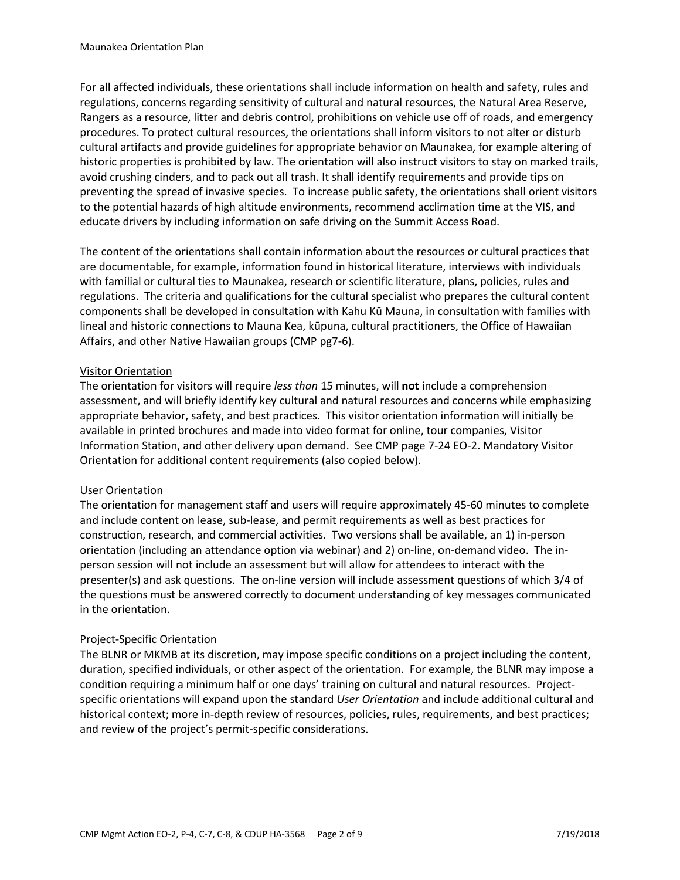For all affected individuals, these orientations shall include information on health and safety, rules and regulations, concerns regarding sensitivity of cultural and natural resources, the Natural Area Reserve, Rangers as a resource, litter and debris control, prohibitions on vehicle use off of roads, and emergency procedures. To protect cultural resources, the orientations shall inform visitors to not alter or disturb cultural artifacts and provide guidelines for appropriate behavior on Maunakea, for example altering of historic properties is prohibited by law. The orientation will also instruct visitors to stay on marked trails, avoid crushing cinders, and to pack out all trash. It shall identify requirements and provide tips on preventing the spread of invasive species. To increase public safety, the orientations shall orient visitors to the potential hazards of high altitude environments, recommend acclimation time at the VIS, and educate drivers by including information on safe driving on the Summit Access Road.

The content of the orientations shall contain information about the resources or cultural practices that are documentable, for example, information found in historical literature, interviews with individuals with familial or cultural ties to Maunakea, research or scientific literature, plans, policies, rules and regulations. The criteria and qualifications for the cultural specialist who prepares the cultural content components shall be developed in consultation with Kahu Kū Mauna, in consultation with families with lineal and historic connections to Mauna Kea, kūpuna, cultural practitioners, the Office of Hawaiian Affairs, and other Native Hawaiian groups (CMP pg7-6).

Visitor Orientation

The orientation for visitors will require *less than* 15 minutes, will **not** include a comprehension assessment, and will briefly identify key cultural and natural resources and concerns while emphasizing appropriate behavior, safety, and best practices. This visitor orientation information will initially be available in printed brochures and made into video format for online, tour companies, Visitor Information Station, and other delivery upon demand. See CMP page 7-24 EO-2. Mandatory Visitor Orientation for additional content requirements (also copied below).

User Orientation

The orientation for management staff and users will require approximately 45-60 minutes to complete and include content on lease, sub-lease, and permit requirements as well as best practices for construction, research, and commercial activities. Two versions shall be available, an 1) in-person orientation (including an attendance option via webinar) and 2) on-line, on-demand video. The in-person session will not include an assessment but will allow for attendees to interact with the presenter(s) and ask questions. The on-line version will include assessment questions of which 3/4 of the questions must be answered correctly to document understanding of key messages communicated in the orientation.

Project-Specific Orientation

The BLNR or MKMB at its discretion, may impose specific conditions on a project including the content, duration, specified individuals, or other aspect of the orientation. For example, the BLNR may impose a condition requiring a minimum half or one days' training on cultural and natural resources. Project-specific orientations will expand upon the standard *User Orientation* and include additional cultural and historical context; more in-depth review of resources, policies, rules, requirements, and best practices; and review of the project's permit-specific considerations.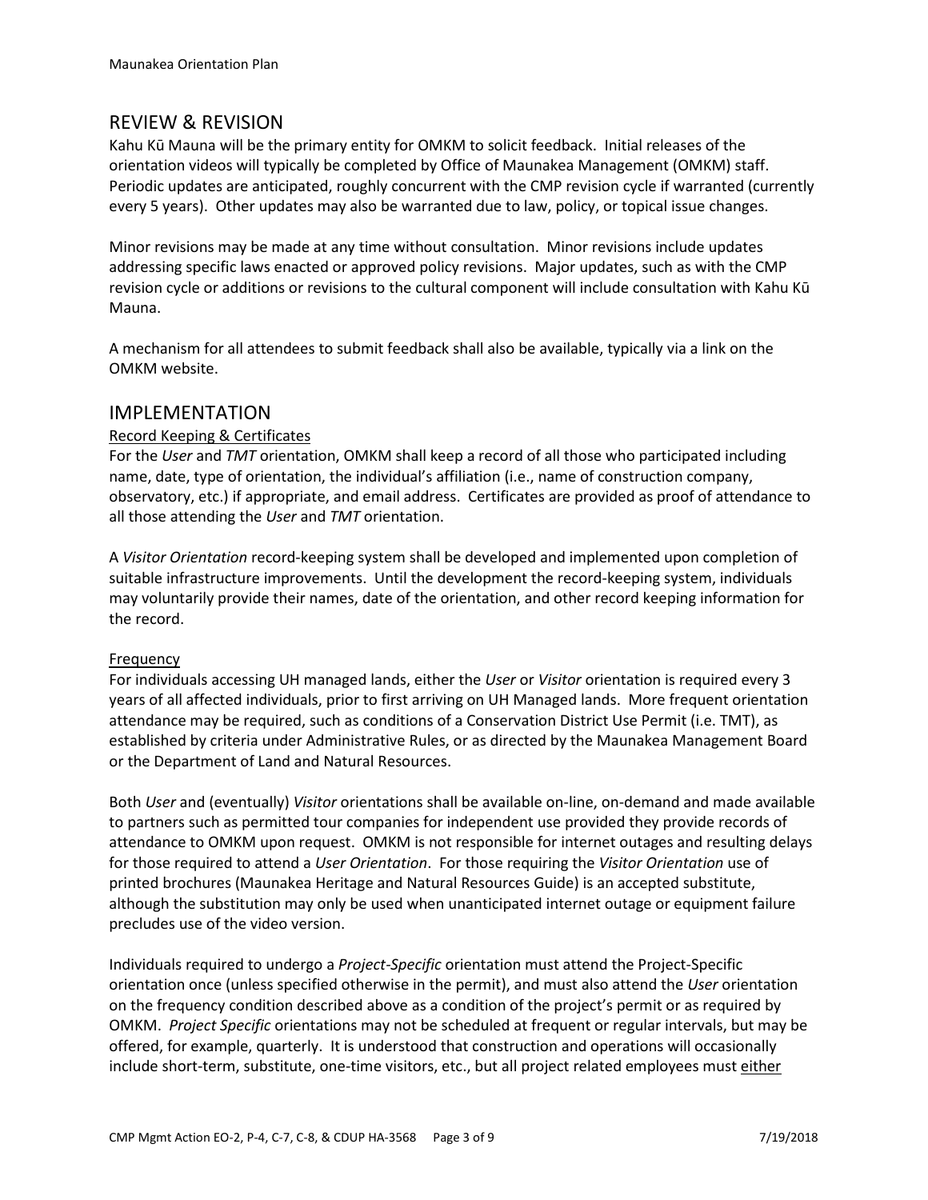## REVIEW & REVISION

Kahu Kū Mauna will be the primary entity for OMKM to solicit feedback. Initial releases of the orientation videos will typically be completed by Office of Maunakea Management (OMKM) staff. Periodic updates are anticipated, roughly concurrent with the CMP revision cycle if warranted (currently every 5 years). Other updates may also be warranted due to law, policy, or topical issue changes.

Minor revisions may be made at any time without consultation. Minor revisions include updates addressing specific laws enacted or approved policy revisions. Major updates, such as with the CMP revision cycle or additions or revisions to the cultural component will include consultation with Kahu Kū Mauna.

A mechanism for all attendees to submit feedback shall also be available, typically via a link on the OMKM website.

## IMPLEMENTATION

Record Keeping & Certificates

For the *User* and *TMT* orientation, OMKM shall keep a record of all those who participated including name, date, type of orientation, the individual's affiliation (i.e., name of construction company, observatory, etc.) if appropriate, and email address. Certificates are provided as proof of attendance to all those attending the *User* and *TMT* orientation.

A *Visitor Orientation* record-keeping system shall be developed and implemented upon completion of suitable infrastructure improvements. Until the development the record-keeping system, individuals may voluntarily provide their names, date of the orientation, and other record keeping information for the record.

Frequency

For individuals accessing UH managed lands, either the *User* or *Visitor* orientation is required every 3 years of all affected individuals, prior to first arriving on UH Managed lands. More frequent orientation attendance may be required, such as conditions of a Conservation District Use Permit (i.e. TMT), as established by criteria under Administrative Rules, or as directed by the Maunakea Management Board or the Department of Land and Natural Resources.

Both *User* and (eventually) *Visitor* orientations shall be available on-line, on-demand and made available to partners such as permitted tour companies for independent use provided they provide records of attendance to OMKM upon request. OMKM is not responsible for internet outages and resulting delays for those required to attend a *User Orientation*. For those requiring the *Visitor Orientation* use of printed brochures (Maunakea Heritage and Natural Resources Guide) is an accepted substitute, although the substitution may only be used when unanticipated internet outage or equipment failure precludes use of the video version.

Individuals required to undergo a *Project-Specific* orientation must attend the Project-Specific orientation once (unless specified otherwise in the permit), and must also attend the *User* orientation on the frequency condition described above as a condition of the project's permit or as required by OMKM. *Project Specific* orientations may not be scheduled at frequent or regular intervals, but may be offered, for example, quarterly. It is understood that construction and operations will occasionally include short-term, substitute, one-time visitors, etc., but all project related employees must either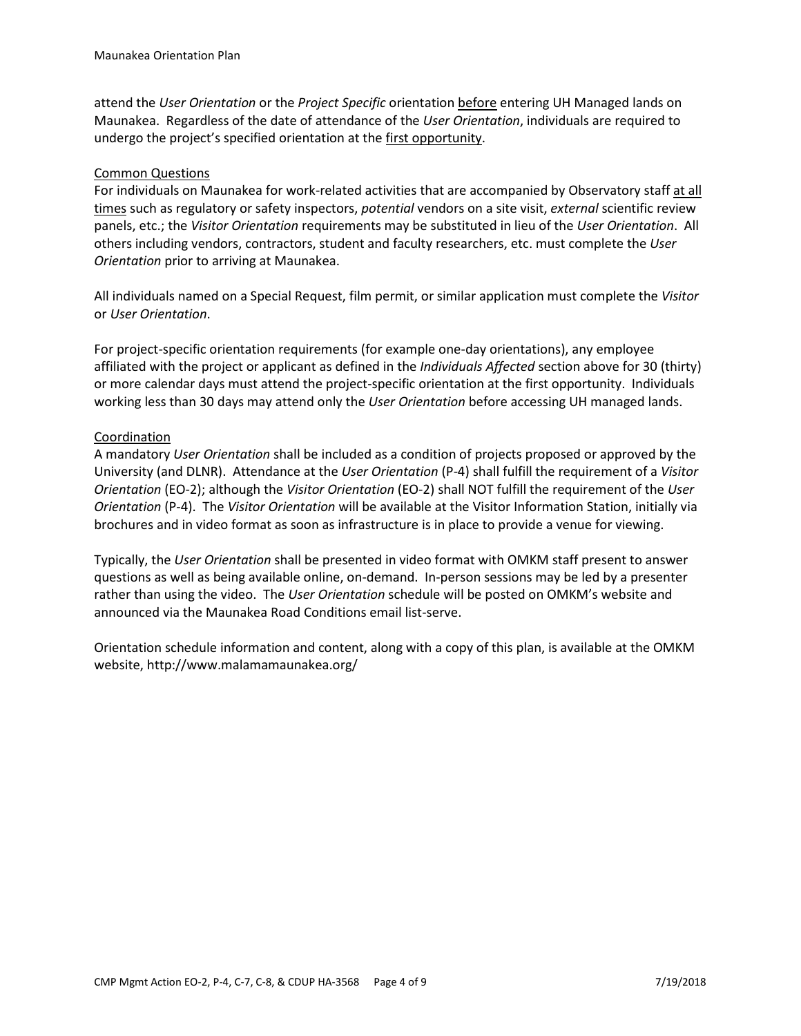attend the *User Orientation* or the *Project Specific* orientation before entering UH Managed lands on Maunakea. Regardless of the date of attendance of the *User Orientation*, individuals are required to undergo the project's specified orientation at the first opportunity.

### Common Questions

For individuals on Maunakea for work-related activities that are accompanied by Observatory staff at all times such as regulatory or safety inspectors, *potential* vendors on a site visit, *external* scientific review panels, etc.; the *Visitor Orientation* requirements may be substituted in lieu of the *User Orientation*. All others including vendors, contractors, student and faculty researchers, etc. must complete the *User Orientation* prior to arriving at Maunakea.

All individuals named on a Special Request, film permit, or similar application must complete the *Visitor* or *User Orientation*.

For project-specific orientation requirements (for example one-day orientations), any employee affiliated with the project or applicant as defined in the *Individuals Affected* section above for 30 (thirty) or more calendar days must attend the project-specific orientation at the first opportunity. Individuals working less than 30 days may attend only the *User Orientation* before accessing UH managed lands.

### Coordination

A mandatory *User Orientation* shall be included as a condition of projects proposed or approved by the University (and DLNR). Attendance at the *User Orientation* (P-4) shall fulfill the requirement of a *Visitor Orientation* (EO-2); although the *Visitor Orientation* (EO-2) shall NOT fulfill the requirement of the *User Orientation* (P-4). The *Visitor Orientation* will be available at the Visitor Information Station, initially via brochures and in video format as soon as infrastructure is in place to provide a venue for viewing.

Typically, the *User Orientation* shall be presented in video format with OMKM staff present to answer questions as well as being available online, on-demand. In-person sessions may be led by a presenter rather than using the video. The *User Orientation* schedule will be posted on OMKM's website and announced via the Maunakea Road Conditions email list-serve.

Orientation schedule information and content, along with a copy of this plan, is available at the OMKM website, http://www.malamamaunakea.org/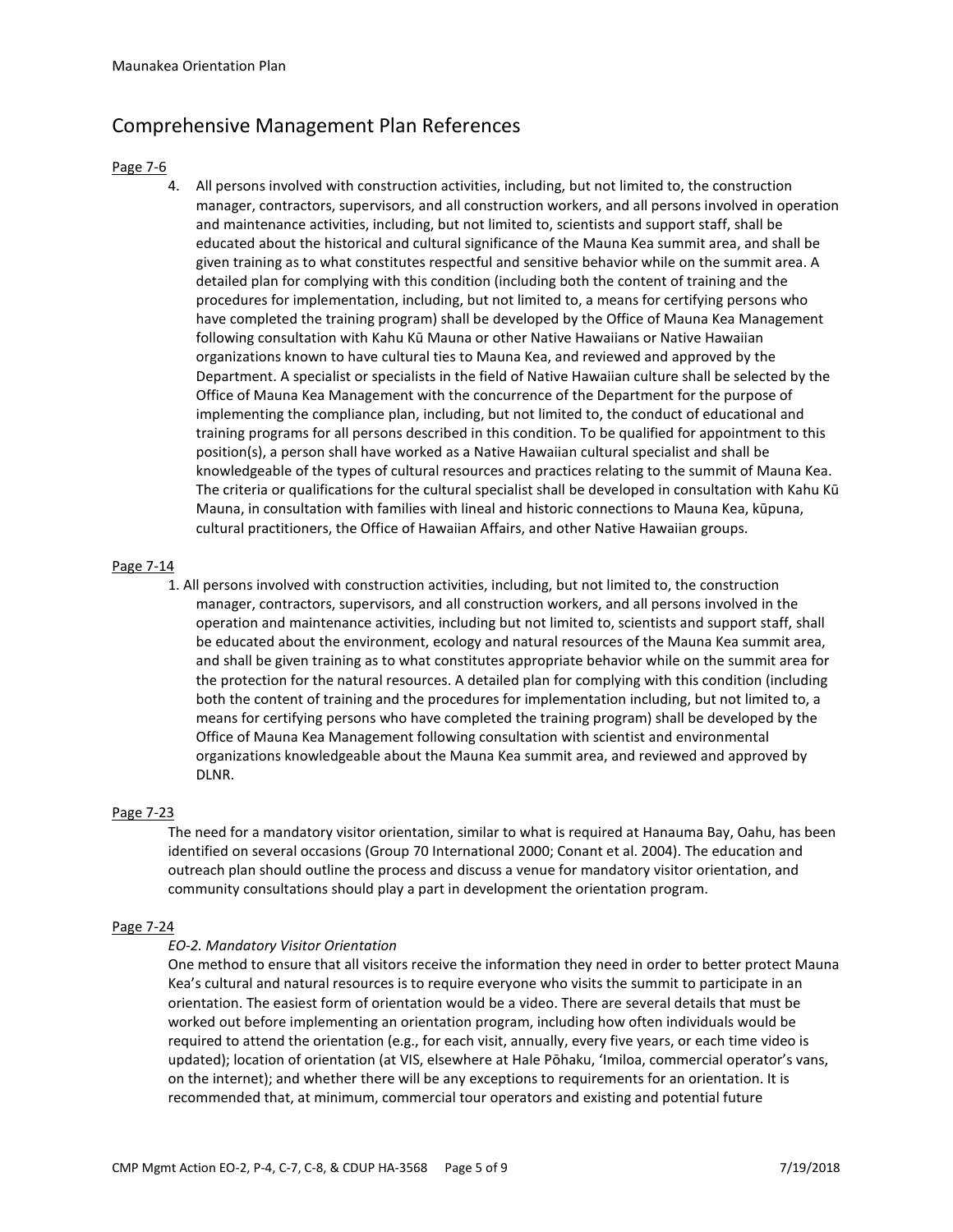## Comprehensive Management Plan References

Page 7-6

4. All persons involved with construction activities, including, but not limited to, the construction manager, contractors, supervisors, and all construction workers, and all persons involved with operation and maintenance activities, including, but not limited to, scientists and support staff, shall be educated about the historical and cultural significance of the Mauna Kea summit area, and shall be given training as to what constitutes respectful and sensitive behavior while on the summit area. A detailed plan for complying with this condition (including both the content of training and the procedures for implementation, including, but not limited to, a means for certifying persons who have completed the training program) shall be developed by the Office of Mauna Kea Management following consultation with Kahu Kū Mauna or other Native Hawaiians or Native Hawaiian organizations known to have cultural ties to Mauna Kea, and reviewed and approved by the Department. A specialist or specialists in the field of Native Hawaiian culture shall be selected by the Office of Mauna Kea Management with the concurrence of the Department for the purpose of implementing the compliance plan, including, but not limited to, the conduct of educational and training programs for all persons described in this condition. To be qualified for appointment to this position(s), a person shall have worked as a Native Hawaiian cultural specialist and shall be knowledgeable of the types of cultural resources and practices relating to the summit of Mauna Kea. The criteria or qualifications for the cultural specialist shall be developed in consultation with Kahu Kū Mauna, in consultation with families with lineal and historic connections to Mauna Kea, kūpuna, cultural practitioners, the Office of Hawaiian Affairs, and other Native Hawaiian groups.

Page 7-14

1. All persons involved with construction activities, including, but not limited to, the construction manager, contractors, supervisors, and all construction workers, and all persons involved in the operation and maintenance activities, including but not limited to, scientists and support staff, shall be educated about the environment, ecology and natural resources of the Mauna Kea summit area, and shall be given training as to what constitutes appropriate behavior while on the summit area for the protection for the natural resources. A detailed plan for complying with this condition (including both the content of training and the procedures for implementation including, but not limited to, a means for certifying persons who have completed the training program) shall be developed by the Office of Mauna Kea Management following consultation with scientist and environmental organizations knowledgeable about the Mauna Kea summit area, and reviewed and approved by DLNR.

Page 7-23

The need for a mandatory visitor orientation, similar to what is required at Hanauma Bay, Oahu, has been identified on several occasions (Group 70 International 2000; Conant et al. 2004). The education and outreach plan should outline the process and discuss a venue for mandatory visitor orientation, and community consultations should play a part in development the orientation program.

Page 7-24

*EO-2. Mandatory Visitor Orientation*

One method to ensure that all visitors receive the information they need in order to better protect Mauna Kea's cultural and natural resources is to require everyone who visits the summit to participate in an orientation. The easiest form of orientation would be a video. There are several details that must be worked out before implementing an orientation program, including how often individuals would be required to attend the orientation (e.g., for each visit, annually, every five years, or each time video is updated); location of orientation (at VIS, elsewhere at Hale Pōhaku, 'Imiloa, commercial operator's vans, on the internet); and whether there will be any exceptions to requirements for an orientation. It is recommended that, at minimum, commercial tour operators and existing and potential future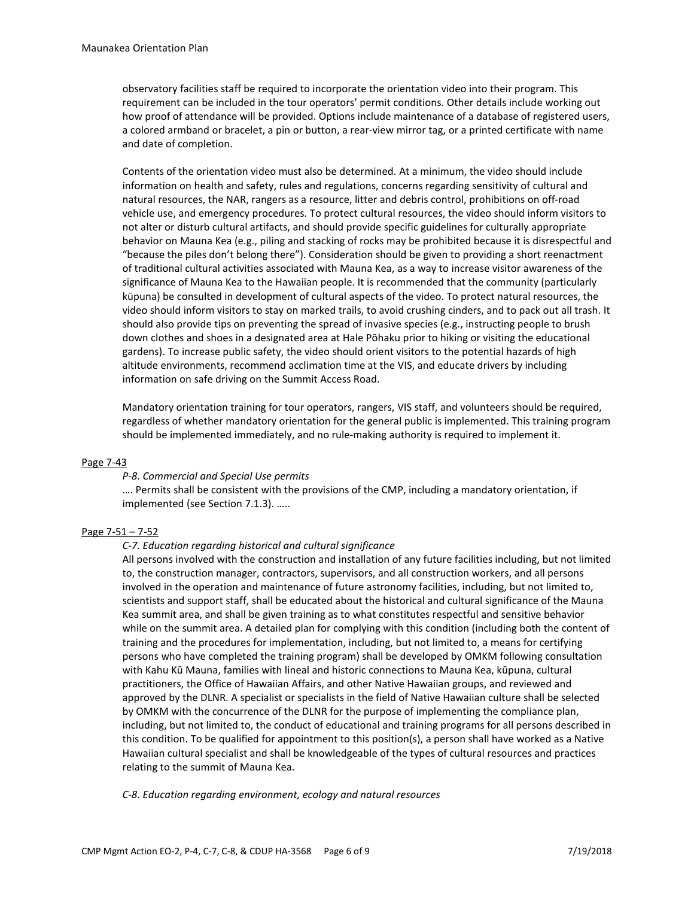observatory facilities staff be required to incorporate the orientation video into their program. This requirement can be included in the tour operators' permit conditions. Other details include working out how proof of attendance will be provided. Options include maintenance of a database of registered users, a colored armband or bracelet, a pin or button, a rear-view mirror tag, or a printed certificate with name and date of completion.

Contents of the orientation video must also be determined. At a minimum, the video should include information on health and safety, rules and regulations, concerns regarding sensitivity of cultural and natural resources, the NAR, rangers as a resource, litter and debris control, prohibitions on off-road vehicle use, and emergency procedures. To protect cultural resources, the video should inform visitors to not alter or disturb cultural artifacts, and should provide specific guidelines for culturally appropriate behavior on Mauna Kea (e.g., piling and stacking of rocks may be prohibited because it is disrespectful and "because the piles don't belong there"). Consideration should be given to providing a short reenactment of traditional cultural activities associated with Mauna Kea, as a way to increase visitor awareness of the significance of Mauna Kea to the Hawaiian people. It is recommended that the community (particularly kūpuna) be consulted in development of cultural aspects of the video. To protect natural resources, the video should inform visitors to stay on marked trails, to avoid crushing cinders, and to pack out all trash. It should also provide tips on preventing the spread of invasive species (e.g., instructing people to brush down clothes and shoes in a designated area at Hale Pōhaku prior to hiking or visiting the educational gardens). To increase public safety, the video should orient visitors to the potential hazards of high altitude environments, recommend acclimation time at the VIS, and educate drivers by including information on safe driving on the Summit Access Road.

Mandatory orientation training for tour operators, rangers, VIS staff, and volunteers should be required, regardless of whether mandatory orientation for the general public is implemented. This training program should be implemented immediately, and no rule-making authority is required to implement it.

Page 7-43

*P-8. Commercial and Special Use permits*

…. Permits shall be consistent with the provisions of the CMP, including a mandatory orientation, if implemented (see Section 7.1.3). …..

Page 7-51 – 7-52

*C-7. Education regarding historical and cultural significance*

All persons involved with the construction and installation of any future facilities including, but not limited to, the construction manager, contractors, supervisors, and all construction workers, and all persons involved in the operation and maintenance of future astronomy facilities, including, but not limited to, scientists and support staff, shall be educated about the historical and cultural significance of the Mauna Kea summit area, and shall be given training as to what constitutes respectful and sensitive behavior while on the summit area. A detailed plan for complying with this condition (including both the content of training and the procedures for implementation, including, but not limited to, a means for certifying persons who have completed the training program) shall be developed by OMKM following consultation with Kahu Kū Mauna, families with lineal and historic connections to Mauna Kea, kūpuna, cultural practitioners, the Office of Hawaiian Affairs, and other Native Hawaiian groups, and reviewed and approved by the DLNR. A specialist or specialists in the field of Native Hawaiian culture shall be selected by OMKM with the concurrence of the DLNR for the purpose of implementing the compliance plan, including, but not limited to, the conduct of educational and training programs for all persons described in this condition. To be qualified for appointment to this position(s), a person shall have worked as a Native Hawaiian cultural specialist and shall be knowledgeable of the types of cultural resources and practices relating to the summit of Mauna Kea.

*C-8. Education regarding environment, ecology and natural resources*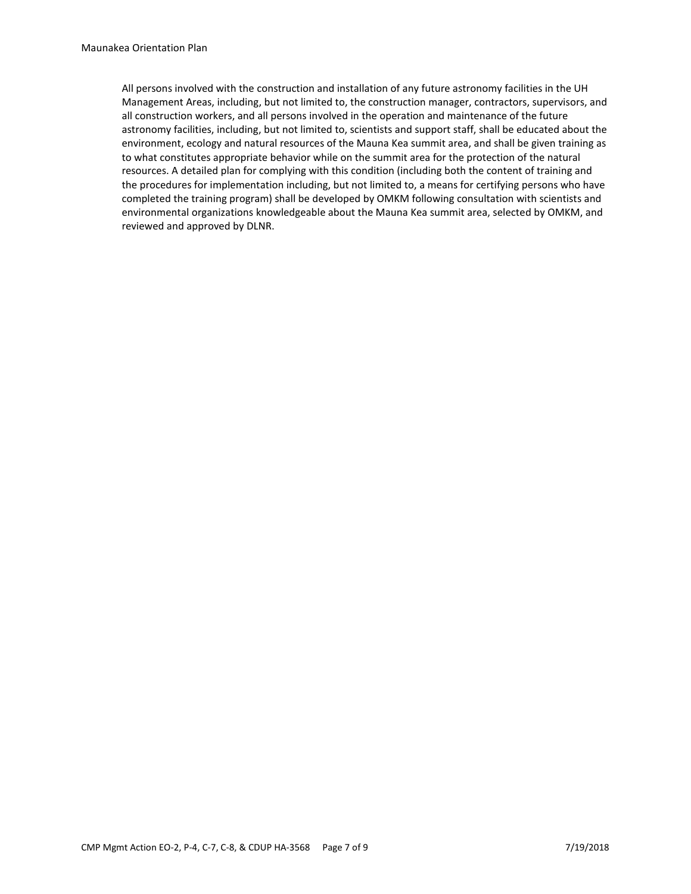All persons involved with the construction and installation of any future astronomy facilities in the UH Management Areas, including, but not limited to, the construction manager, contractors, supervisors, and all construction workers, and all persons involved in the operation and maintenance of the future astronomy facilities, including, but not limited to, scientists and support staff, shall be educated about the environment, ecology and natural resources of the Mauna Kea summit area, and shall be given training as to what constitutes appropriate behavior while on the summit area for the protection of the natural resources. A detailed plan for complying with this condition (including both the content of training and the procedures for implementation including, but not limited to, a means for certifying persons who have completed the training program) shall be developed by OMKM following consultation with scientists and environmental organizations knowledgeable about the Mauna Kea summit area, selected by OMKM, and reviewed and approved by DLNR.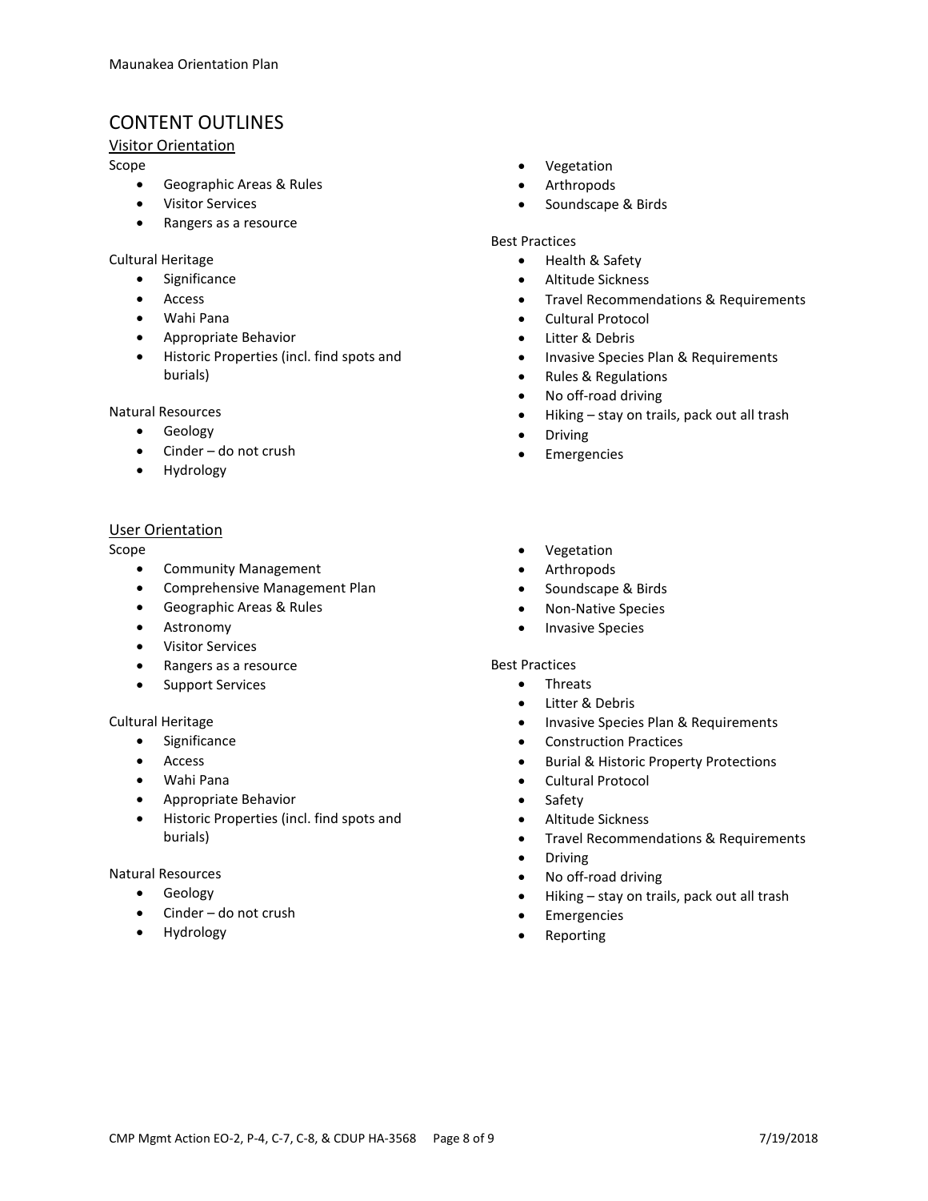## CONTENT OUTLINES

### Visitor Orientation

Scope

- Geographic Areas & Rules
- Visitor Services
- Rangers as a resource

Cultural Heritage

- Significance
- Access
- Wahi Pana
- Appropriate Behavior
- Historic Properties (incl. find spots and burials)

Natural Resources

- Geology
- Cinder – do not crush
- Hydrology
- Vegetation
- Arthropods
- Soundscape & Birds

Best Practices

- Health & Safety
- Altitude Sickness
- Travel Recommendations & Requirements
- Cultural Protocol
- Litter & Debris
- Invasive Species Plan & Requirements
- Rules & Regulations
- No off-road driving
- Hiking – stay on trails, pack out all trash
- Driving
- Emergencies

### User Orientation

Scope

- Community Management
- Comprehensive Management Plan
- Geographic Areas & Rules
- Astronomy
- Visitor Services
- Rangers as a resource
- Support Services

Cultural Heritage

- Significance
- Access
- Wahi Pana
- Appropriate Behavior
- Historic Properties (incl. find spots and burials)

Natural Resources

- Geology
- Cinder – do not crush
- Hydrology
- Vegetation
- Arthropods
- Soundscape & Birds
- Non-Native Species
- Invasive Species

Best Practices

- Threats
- Litter & Debris
- Invasive Species Plan & Requirements
- Construction Practices
- Burial & Historic Property Protections
- Cultural Protocol
- Safety
- Altitude Sickness
- Travel Recommendations & Requirements
- Driving
- No off-road driving
- Hiking – stay on trails, pack out all trash
- Emergencies
- Reporting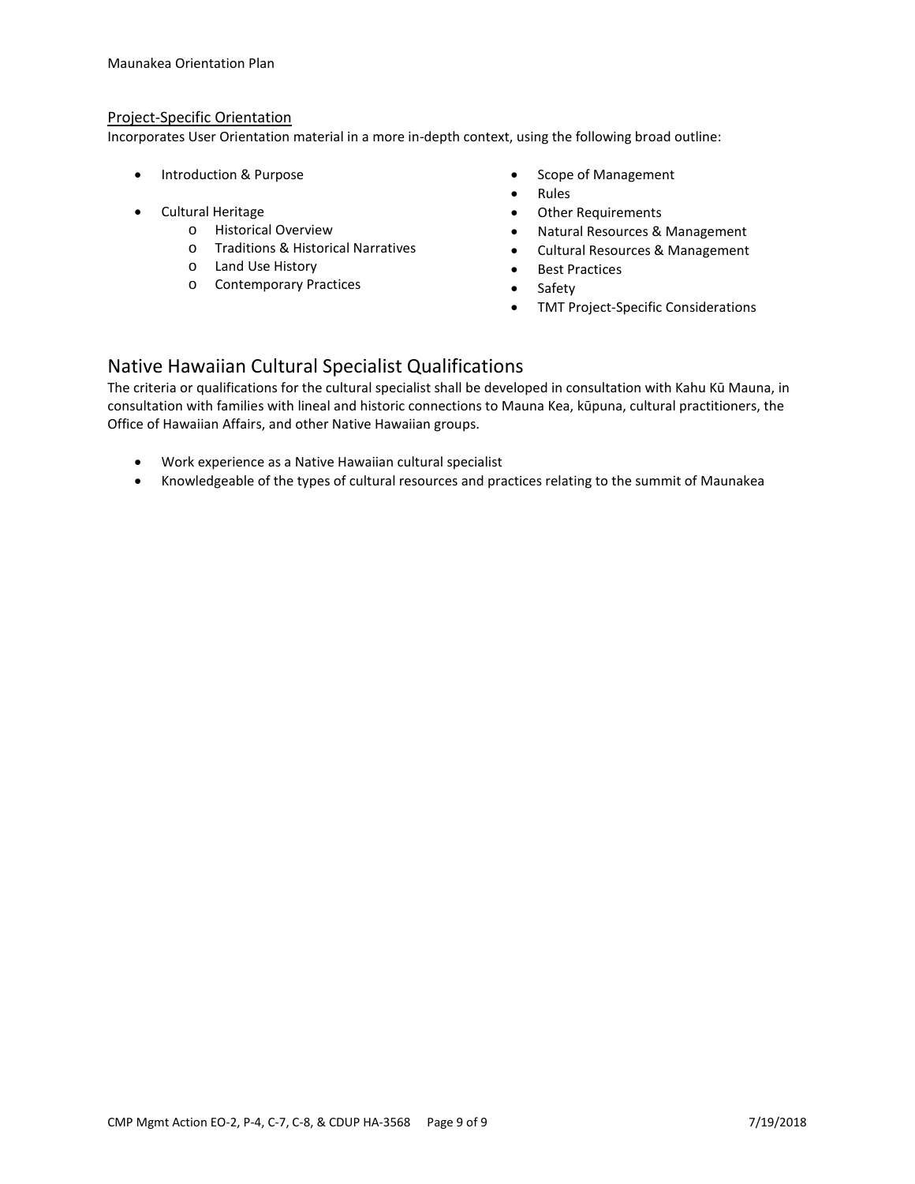### Project-Specific Orientation

Incorporates User Orientation material in a more in-depth context, using the following broad outline:

- Introduction & Purpose
- Cultural Heritage
  - Historical Overview
  - Traditions & Historical Narratives
  - Land Use History
  - Contemporary Practices
- Scope of Management
- Rules
- Other Requirements
- Natural Resources & Management
- Cultural Resources & Management
- Best Practices
- Safety
- TMT Project-Specific Considerations

## Native Hawaiian Cultural Specialist Qualifications

The criteria or qualifications for the cultural specialist shall be developed in consultation with Kahu Kū Mauna, in consultation with families with lineal and historic connections to Mauna Kea, kūpuna, cultural practitioners, the Office of Hawaiian Affairs, and other Native Hawaiian groups.

- Work experience as a Native Hawaiian cultural specialist
- Knowledgeable of the types of cultural resources and practices relating to the summit of Maunakea